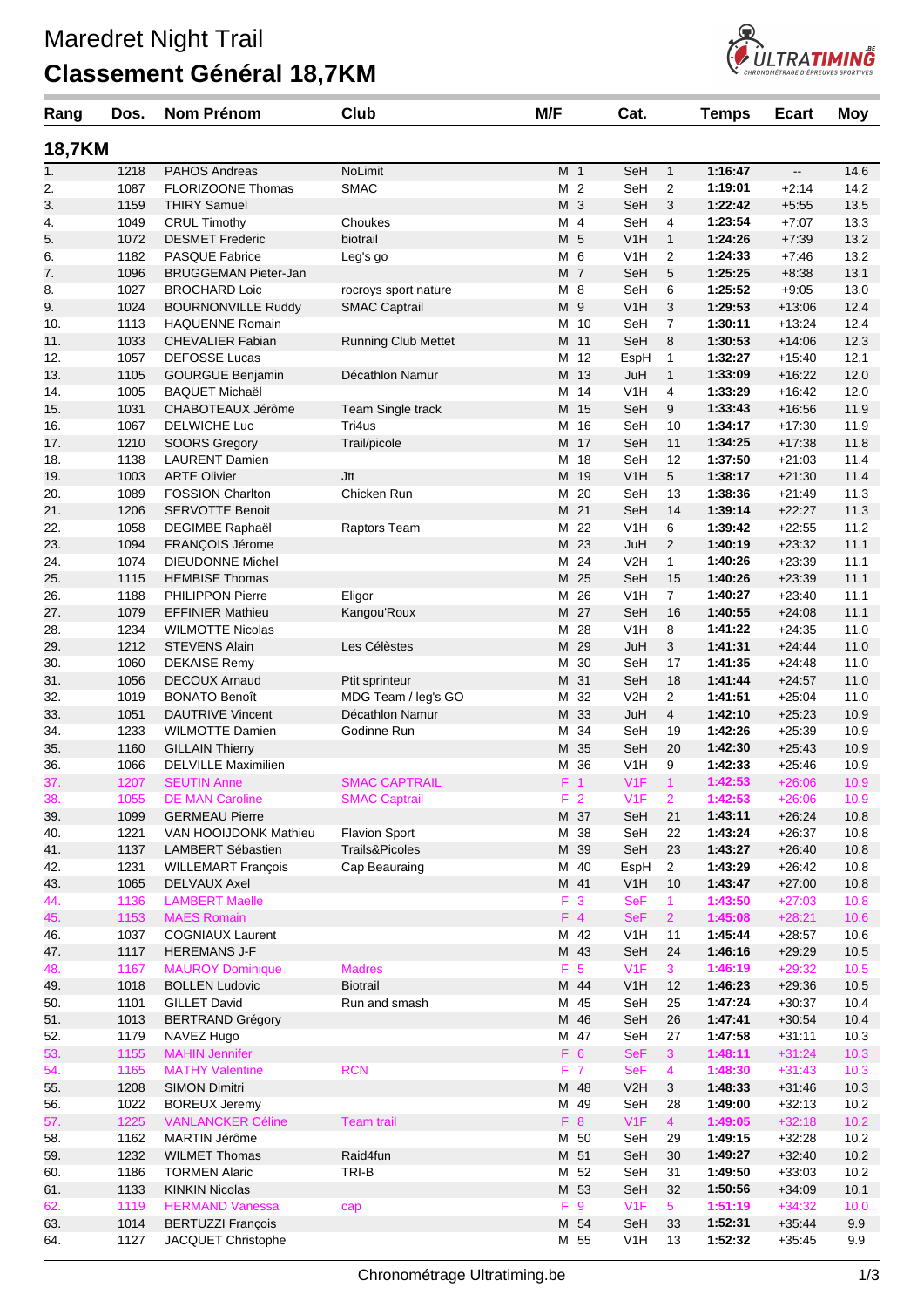# Maredret Night Trail

## Classement Général 18,7KM

### 18,7KM

| Rang | Dos. | Nom Prénom | Club | M/F | | Cat. | | Temps | Ecart | Moy |
|---|---|---|---|---|---|---|---|---|---|---|
| 1. | 1218 | PAHOS Andreas | NoLimit | M | 1 | SeH | 1 | **1:16:47** | -- | 14.6 |
| 2. | 1087 | FLORIZOONE Thomas | SMAC | M | 2 | SeH | 2 | **1:19:01** | +2:14 | 14.2 |
| 3. | 1159 | THIRY Samuel | | M | 3 | SeH | 3 | **1:22:42** | +5:55 | 13.5 |
| 4. | 1049 | CRUL Timothy | Choukes | M | 4 | SeH | 4 | **1:23:54** | +7:07 | 13.3 |
| 5. | 1072 | DESMET Frederic | biotrail | M | 5 | V1H | 1 | **1:24:26** | +7:39 | 13.2 |
| 6. | 1182 | PASQUE Fabrice | Leg's go | M | 6 | V1H | 2 | **1:24:33** | +7:46 | 13.2 |
| 7. | 1096 | BRUGGEMAN Pieter-Jan | | M | 7 | SeH | 5 | **1:25:25** | +8:38 | 13.1 |
| 8. | 1027 | BROCHARD Loic | rocroys sport nature | M | 8 | SeH | 6 | **1:25:52** | +9:05 | 13.0 |
| 9. | 1024 | BOURNONVILLE Ruddy | SMAC Captrail | M | 9 | V1H | 3 | **1:29:53** | +13:06 | 12.4 |
| 10. | 1113 | HAQUENNE Romain | | M | 10 | SeH | 7 | **1:30:11** | +13:24 | 12.4 |
| 11. | 1033 | CHEVALIER Fabian | Running Club Mettet | M | 11 | SeH | 8 | **1:30:53** | +14:06 | 12.3 |
| 12. | 1057 | DEFOSSE Lucas | | M | 12 | EspH | 1 | **1:32:27** | +15:40 | 12.1 |
| 13. | 1105 | GOURGUE Benjamin | Décathlon Namur | M | 13 | JuH | 1 | **1:33:09** | +16:22 | 12.0 |
| 14. | 1005 | BAQUET Michaël | | M | 14 | V1H | 4 | **1:33:29** | +16:42 | 12.0 |
| 15. | 1031 | CHABOTEAUX Jérôme | Team Single track | M | 15 | SeH | 9 | **1:33:43** | +16:56 | 11.9 |
| 16. | 1067 | DELWICHE Luc | Tri4us | M | 16 | SeH | 10 | **1:34:17** | +17:30 | 11.9 |
| 17. | 1210 | SOORS Gregory | Trail/picole | M | 17 | SeH | 11 | **1:34:25** | +17:38 | 11.8 |
| 18. | 1138 | LAURENT Damien | | M | 18 | SeH | 12 | **1:37:50** | +21:03 | 11.4 |
| 19. | 1003 | ARTE Olivier | Jtt | M | 19 | V1H | 5 | **1:38:17** | +21:30 | 11.4 |
| 20. | 1089 | FOSSION Charlton | Chicken Run | M | 20 | SeH | 13 | **1:38:36** | +21:49 | 11.3 |
| 21. | 1206 | SERVOTTE Benoit | | M | 21 | SeH | 14 | **1:39:14** | +22:27 | 11.3 |
| 22. | 1058 | DEGIMBE Raphaël | Raptors Team | M | 22 | V1H | 6 | **1:39:42** | +22:55 | 11.2 |
| 23. | 1094 | FRANÇOIS Jérome | | M | 23 | JuH | 2 | **1:40:19** | +23:32 | 11.1 |
| 24. | 1074 | DIEUDONNE Michel | | M | 24 | V2H | 1 | **1:40:26** | +23:39 | 11.1 |
| 25. | 1115 | HEMBISE Thomas | | M | 25 | SeH | 15 | **1:40:26** | +23:39 | 11.1 |
| 26. | 1188 | PHILIPPON Pierre | Eligor | M | 26 | V1H | 7 | **1:40:27** | +23:40 | 11.1 |
| 27. | 1079 | EFFINIER Mathieu | Kangou'Roux | M | 27 | SeH | 16 | **1:40:55** | +24:08 | 11.1 |
| 28. | 1234 | WILMOTTE Nicolas | | M | 28 | V1H | 8 | **1:41:22** | +24:35 | 11.0 |
| 29. | 1212 | STEVENS Alain | Les Célèstes | M | 29 | JuH | 3 | **1:41:31** | +24:44 | 11.0 |
| 30. | 1060 | DEKAISE Remy | | M | 30 | SeH | 17 | **1:41:35** | +24:48 | 11.0 |
| 31. | 1056 | DECOUX Arnaud | Ptit sprinteur | M | 31 | SeH | 18 | **1:41:44** | +24:57 | 11.0 |
| 32. | 1019 | BONATO Benoît | MDG Team / leg's GO | M | 32 | V2H | 2 | **1:41:51** | +25:04 | 11.0 |
| 33. | 1051 | DAUTRIVE Vincent | Décathlon Namur | M | 33 | JuH | 4 | **1:42:10** | +25:23 | 10.9 |
| 34. | 1233 | WILMOTTE Damien | Godinne Run | M | 34 | SeH | 19 | **1:42:26** | +25:39 | 10.9 |
| 35. | 1160 | GILLAIN Thierry | | M | 35 | SeH | 20 | **1:42:30** | +25:43 | 10.9 |
| 36. | 1066 | DELVILLE Maximilien | | M | 36 | V1H | 9 | **1:42:33** | +25:46 | 10.9 |
| 37. | 1207 | SEUTIN Anne | SMAC CAPTRAIL | F | 1 | V1F | 1 | **1:42:53** | +26:06 | 10.9 |
| 38. | 1055 | DE MAN Caroline | SMAC Captrail | F | 2 | V1F | 2 | **1:42:53** | +26:06 | 10.9 |
| 39. | 1099 | GERMEAU Pierre | | M | 37 | SeH | 21 | **1:43:11** | +26:24 | 10.8 |
| 40. | 1221 | VAN HOOIJDONK Mathieu | Flavion Sport | M | 38 | SeH | 22 | **1:43:24** | +26:37 | 10.8 |
| 41. | 1137 | LAMBERT Sébastien | Trails&Picoles | M | 39 | SeH | 23 | **1:43:27** | +26:40 | 10.8 |
| 42. | 1231 | WILLEMART François | Cap Beauraing | M | 40 | EspH | 2 | **1:43:29** | +26:42 | 10.8 |
| 43. | 1065 | DELVAUX Axel | | M | 41 | V1H | 10 | **1:43:47** | +27:00 | 10.8 |
| 44. | 1136 | LAMBERT Maelle | | F | 3 | SeF | 1 | **1:43:50** | +27:03 | 10.8 |
| 45. | 1153 | MAES Romain | | F | 4 | SeF | 2 | **1:45:08** | +28:21 | 10.6 |
| 46. | 1037 | COGNIAUX Laurent | | M | 42 | V1H | 11 | **1:45:44** | +28:57 | 10.6 |
| 47. | 1117 | HEREMANS J-F | | M | 43 | SeH | 24 | **1:46:16** | +29:29 | 10.5 |
| 48. | 1167 | MAUROY Dominique | Madres | F | 5 | V1F | 3 | **1:46:19** | +29:32 | 10.5 |
| 49. | 1018 | BOLLEN Ludovic | Biotrail | M | 44 | V1H | 12 | **1:46:23** | +29:36 | 10.5 |
| 50. | 1101 | GILLET David | Run and smash | M | 45 | SeH | 25 | **1:47:24** | +30:37 | 10.4 |
| 51. | 1013 | BERTRAND Grégory | | M | 46 | SeH | 26 | **1:47:41** | +30:54 | 10.4 |
| 52. | 1179 | NAVEZ Hugo | | M | 47 | SeH | 27 | **1:47:58** | +31:11 | 10.3 |
| 53. | 1155 | MAHIN Jennifer | | F | 6 | SeF | 3 | **1:48:11** | +31:24 | 10.3 |
| 54. | 1165 | MATHY Valentine | RCN | F | 7 | SeF | 4 | **1:48:30** | +31:43 | 10.3 |
| 55. | 1208 | SIMON Dimitri | | M | 48 | V2H | 3 | **1:48:33** | +31:46 | 10.3 |
| 56. | 1022 | BOREUX Jeremy | | M | 49 | SeH | 28 | **1:49:00** | +32:13 | 10.2 |
| 57. | 1225 | VANLANCKER Céline | Team trail | F | 8 | V1F | 4 | **1:49:05** | +32:18 | 10.2 |
| 58. | 1162 | MARTIN Jérôme | | M | 50 | SeH | 29 | **1:49:15** | +32:28 | 10.2 |
| 59. | 1232 | WILMET Thomas | Raid4fun | M | 51 | SeH | 30 | **1:49:27** | +32:40 | 10.2 |
| 60. | 1186 | TORMEN Alaric | TRI-B | M | 52 | SeH | 31 | **1:49:50** | +33:03 | 10.2 |
| 61. | 1133 | KINKIN Nicolas | | M | 53 | SeH | 32 | **1:50:56** | +34:09 | 10.1 |
| 62. | 1119 | HERMAND Vanessa | cap | F | 9 | V1F | 5 | **1:51:19** | +34:32 | 10.0 |
| 63. | 1014 | BERTUZZI François | | M | 54 | SeH | 33 | **1:52:31** | +35:44 | 9.9 |
| 64. | 1127 | JACQUET Christophe | | M | 55 | V1H | 13 | **1:52:32** | +35:45 | 9.9 |

Chronométrage Ultratiming.be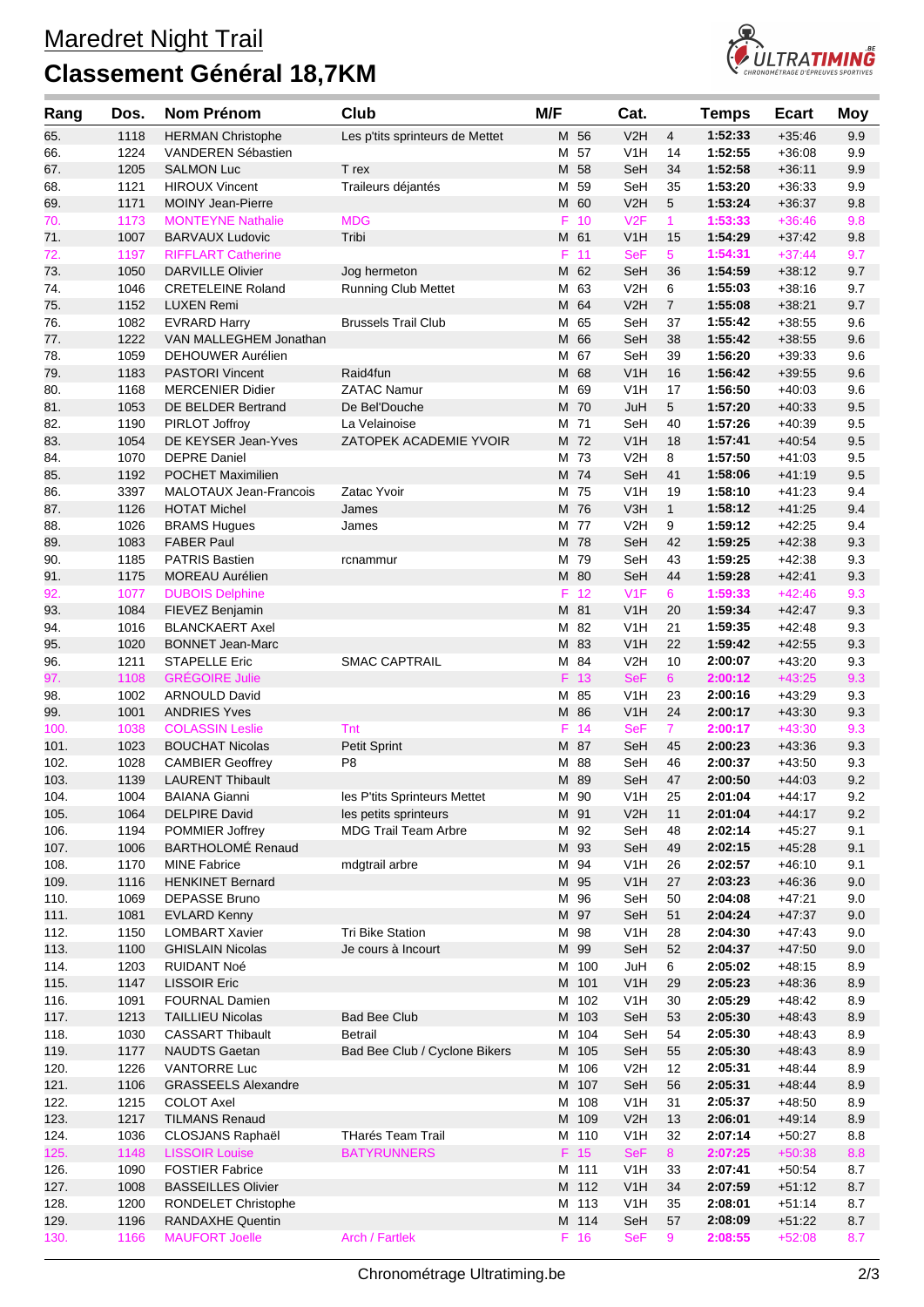# Maredret Night Trail

## Classement Général 18,7KM

| Rang | Dos. | Nom Prénom | Club | M/F | | Cat. | | Temps | Ecart | Moy |
|---|---|---|---|---|---|---|---|---|---|---|
| 65. | 1118 | HERMAN Christophe | Les p'tits sprinteurs de Mettet | M | 56 | V2H | 4 | **1:52:33** | +35:46 | 9.9 |
| 66. | 1224 | VANDEREN Sébastien | | M | 57 | V1H | 14 | **1:52:55** | +36:08 | 9.9 |
| 67. | 1205 | SALMON Luc | T rex | M | 58 | SeH | 34 | **1:52:58** | +36:11 | 9.9 |
| 68. | 1121 | HIROUX Vincent | Traileurs déjantés | M | 59 | SeH | 35 | **1:53:20** | +36:33 | 9.9 |
| 69. | 1171 | MOINY Jean-Pierre | | M | 60 | V2H | 5 | **1:53:24** | +36:37 | 9.8 |
| 70. | 1173 | MONTEYNE Nathalie | MDG | F | 10 | V2F | 1 | **1:53:33** | +36:46 | 9.8 |
| 71. | 1007 | BARVAUX Ludovic | Tribi | M | 61 | V1H | 15 | **1:54:29** | +37:42 | 9.8 |
| 72. | 1197 | RIFFLART Catherine | | F | 11 | SeF | 5 | **1:54:31** | +37:44 | 9.7 |
| 73. | 1050 | DARVILLE Olivier | Jog hermeton | M | 62 | SeH | 36 | **1:54:59** | +38:12 | 9.7 |
| 74. | 1046 | CRETELEINE Roland | Running Club Mettet | M | 63 | V2H | 6 | **1:55:03** | +38:16 | 9.7 |
| 75. | 1152 | LUXEN Remi | | M | 64 | V2H | 7 | **1:55:08** | +38:21 | 9.7 |
| 76. | 1082 | EVRARD Harry | Brussels Trail Club | M | 65 | SeH | 37 | **1:55:42** | +38:55 | 9.6 |
| 77. | 1222 | VAN MALLEGHEM Jonathan | | M | 66 | SeH | 38 | **1:55:42** | +38:55 | 9.6 |
| 78. | 1059 | DEHOUWER Aurélien | | M | 67 | SeH | 39 | **1:56:20** | +39:33 | 9.6 |
| 79. | 1183 | PASTORI Vincent | Raid4fun | M | 68 | V1H | 16 | **1:56:42** | +39:55 | 9.6 |
| 80. | 1168 | MERCENIER Didier | ZATAC Namur | M | 69 | V1H | 17 | **1:56:50** | +40:03 | 9.6 |
| 81. | 1053 | DE BELDER Bertrand | De Bel'Douche | M | 70 | JuH | 5 | **1:57:20** | +40:33 | 9.5 |
| 82. | 1190 | PIRLOT Joffroy | La Velainoise | M | 71 | SeH | 40 | **1:57:26** | +40:39 | 9.5 |
| 83. | 1054 | DE KEYSER Jean-Yves | ZATOPEK ACADEMIE YVOIR | M | 72 | V1H | 18 | **1:57:41** | +40:54 | 9.5 |
| 84. | 1070 | DEPRE Daniel | | M | 73 | V2H | 8 | **1:57:50** | +41:03 | 9.5 |
| 85. | 1192 | POCHET Maximilien | | M | 74 | SeH | 41 | **1:58:06** | +41:19 | 9.5 |
| 86. | 3397 | MALOTAUX Jean-Francois | Zatac Yvoir | M | 75 | V1H | 19 | **1:58:10** | +41:23 | 9.4 |
| 87. | 1126 | HOTAT Michel | James | M | 76 | V3H | 1 | **1:58:12** | +41:25 | 9.4 |
| 88. | 1026 | BRAMS Hugues | James | M | 77 | V2H | 9 | **1:59:12** | +42:25 | 9.4 |
| 89. | 1083 | FABER Paul | | M | 78 | SeH | 42 | **1:59:25** | +42:38 | 9.3 |
| 90. | 1185 | PATRIS Bastien | rcnammur | M | 79 | SeH | 43 | **1:59:25** | +42:38 | 9.3 |
| 91. | 1175 | MOREAU Aurélien | | M | 80 | SeH | 44 | **1:59:28** | +42:41 | 9.3 |
| 92. | 1077 | DUBOIS Delphine | | F | 12 | V1F | 6 | **1:59:33** | +42:46 | 9.3 |
| 93. | 1084 | FIEVEZ Benjamin | | M | 81 | V1H | 20 | **1:59:34** | +42:47 | 9.3 |
| 94. | 1016 | BLANCKAERT Axel | | M | 82 | V1H | 21 | **1:59:35** | +42:48 | 9.3 |
| 95. | 1020 | BONNET Jean-Marc | | M | 83 | V1H | 22 | **1:59:42** | +42:55 | 9.3 |
| 96. | 1211 | STAPELLE Eric | SMAC CAPTRAIL | M | 84 | V2H | 10 | **2:00:07** | +43:20 | 9.3 |
| 97. | 1108 | GRÉGOIRE Julie | | F | 13 | SeF | 6 | **2:00:12** | +43:25 | 9.3 |
| 98. | 1002 | ARNOULD David | | M | 85 | V1H | 23 | **2:00:16** | +43:29 | 9.3 |
| 99. | 1001 | ANDRIES Yves | | M | 86 | V1H | 24 | **2:00:17** | +43:30 | 9.3 |
| 100. | 1038 | COLASSIN Leslie | Tnt | F | 14 | SeF | 7 | **2:00:17** | +43:30 | 9.3 |
| 101. | 1023 | BOUCHAT Nicolas | Petit Sprint | M | 87 | SeH | 45 | **2:00:23** | +43:36 | 9.3 |
| 102. | 1028 | CAMBIER Geoffrey | P8 | M | 88 | SeH | 46 | **2:00:37** | +43:50 | 9.3 |
| 103. | 1139 | LAURENT Thibault | | M | 89 | SeH | 47 | **2:00:50** | +44:03 | 9.2 |
| 104. | 1004 | BAIANA Gianni | les P'tits Sprinteurs Mettet | M | 90 | V1H | 25 | **2:01:04** | +44:17 | 9.2 |
| 105. | 1064 | DELPIRE David | les petits sprinteurs | M | 91 | V2H | 11 | **2:01:04** | +44:17 | 9.2 |
| 106. | 1194 | POMMIER Joffrey | MDG Trail Team Arbre | M | 92 | SeH | 48 | **2:02:14** | +45:27 | 9.1 |
| 107. | 1006 | BARTHOLOMÉ Renaud | | M | 93 | SeH | 49 | **2:02:15** | +45:28 | 9.1 |
| 108. | 1170 | MINE Fabrice | mdgtrail arbre | M | 94 | V1H | 26 | **2:02:57** | +46:10 | 9.1 |
| 109. | 1116 | HENKINET Bernard | | M | 95 | V1H | 27 | **2:03:23** | +46:36 | 9.0 |
| 110. | 1069 | DEPASSE Bruno | | M | 96 | SeH | 50 | **2:04:08** | +47:21 | 9.0 |
| 111. | 1081 | EVLARD Kenny | | M | 97 | SeH | 51 | **2:04:24** | +47:37 | 9.0 |
| 112. | 1150 | LOMBART Xavier | Tri Bike Station | M | 98 | V1H | 28 | **2:04:30** | +47:43 | 9.0 |
| 113. | 1100 | GHISLAIN Nicolas | Je cours à Incourt | M | 99 | SeH | 52 | **2:04:37** | +47:50 | 9.0 |
| 114. | 1203 | RUIDANT Noé | | M | 100 | JuH | 6 | **2:05:02** | +48:15 | 8.9 |
| 115. | 1147 | LISSOIR Eric | | M | 101 | V1H | 29 | **2:05:23** | +48:36 | 8.9 |
| 116. | 1091 | FOURNAL Damien | | M | 102 | V1H | 30 | **2:05:29** | +48:42 | 8.9 |
| 117. | 1213 | TAILLIEU Nicolas | Bad Bee Club | M | 103 | SeH | 53 | **2:05:30** | +48:43 | 8.9 |
| 118. | 1030 | CASSART Thibault | Betrail | M | 104 | SeH | 54 | **2:05:30** | +48:43 | 8.9 |
| 119. | 1177 | NAUDTS Gaetan | Bad Bee Club / Cyclone Bikers | M | 105 | SeH | 55 | **2:05:30** | +48:43 | 8.9 |
| 120. | 1226 | VANTORRE Luc | | M | 106 | V2H | 12 | **2:05:31** | +48:44 | 8.9 |
| 121. | 1106 | GRASSEELS Alexandre | | M | 107 | SeH | 56 | **2:05:31** | +48:44 | 8.9 |
| 122. | 1215 | COLOT Axel | | M | 108 | V1H | 31 | **2:05:37** | +48:50 | 8.9 |
| 123. | 1217 | TILMANS Renaud | | M | 109 | V2H | 13 | **2:06:01** | +49:14 | 8.9 |
| 124. | 1036 | CLOSJANS Raphaël | THarés Team Trail | M | 110 | V1H | 32 | **2:07:14** | +50:27 | 8.8 |
| 125. | 1148 | LISSOIR Louise | BATYRUNNERS | F | 15 | SeF | 8 | **2:07:25** | +50:38 | 8.8 |
| 126. | 1090 | FOSTIER Fabrice | | M | 111 | V1H | 33 | **2:07:41** | +50:54 | 8.7 |
| 127. | 1008 | BASSEILLES Olivier | | M | 112 | V1H | 34 | **2:07:59** | +51:12 | 8.7 |
| 128. | 1200 | RONDELET Christophe | | M | 113 | V1H | 35 | **2:08:01** | +51:14 | 8.7 |
| 129. | 1196 | RANDAXHE Quentin | | M | 114 | SeH | 57 | **2:08:09** | +51:22 | 8.7 |
| 130. | 1166 | MAUFORT Joelle | Arch / Fartlek | F | 16 | SeF | 9 | **2:08:55** | +52:08 | 8.7 |

Chronométrage Ultratiming.be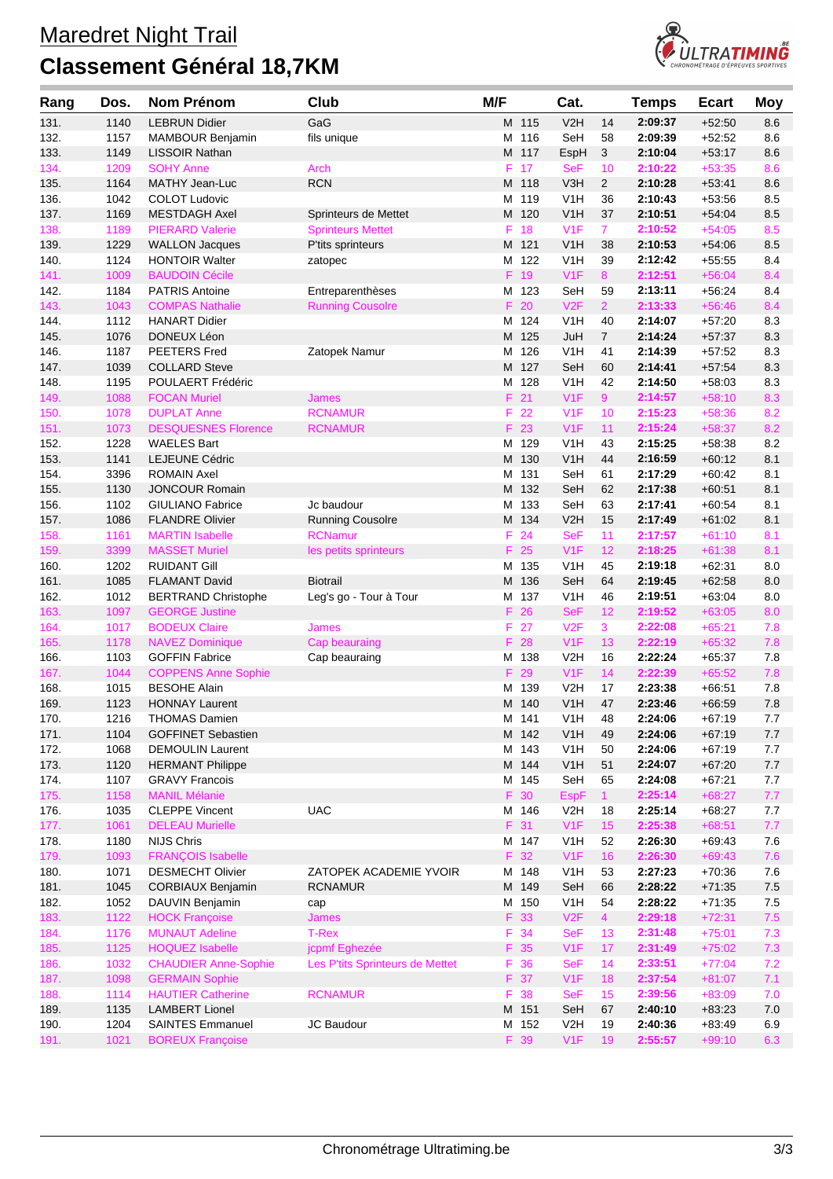# Maredret Night Trail

## Classement Général 18,7KM

| Rang | Dos. | Nom Prénom | Club | M/F | | Cat. | | Temps | Ecart | Moy |
|---|---|---|---|---|---|---|---|---|---|---|
| 131. | 1140 | LEBRUN Didier | GaG | M | 115 | V2H | 14 | 2:09:37 | +52:50 | 8.6 |
| 132. | 1157 | MAMBOUR Benjamin | fils unique | M | 116 | SeH | 58 | 2:09:39 | +52:52 | 8.6 |
| 133. | 1149 | LISSOIR Nathan | | M | 117 | EspH | 3 | 2:10:04 | +53:17 | 8.6 |
| 134. | 1209 | SOHY Anne | Arch | F | 17 | SeF | 10 | 2:10:22 | +53:35 | 8.6 |
| 135. | 1164 | MATHY Jean-Luc | RCN | M | 118 | V3H | 2 | 2:10:28 | +53:41 | 8.6 |
| 136. | 1042 | COLOT Ludovic | | M | 119 | V1H | 36 | 2:10:43 | +53:56 | 8.5 |
| 137. | 1169 | MESTDAGH Axel | Sprinteurs de Mettet | M | 120 | V1H | 37 | 2:10:51 | +54:04 | 8.5 |
| 138. | 1189 | PIERARD Valerie | Sprinteurs Mettet | F | 18 | V1F | 7 | 2:10:52 | +54:05 | 8.5 |
| 139. | 1229 | WALLON Jacques | P'tits sprinteurs | M | 121 | V1H | 38 | 2:10:53 | +54:06 | 8.5 |
| 140. | 1124 | HONTOIR Walter | zatopec | M | 122 | V1H | 39 | 2:12:42 | +55:55 | 8.4 |
| 141. | 1009 | BAUDOIN Cécile | | F | 19 | V1F | 8 | 2:12:51 | +56:04 | 8.4 |
| 142. | 1184 | PATRIS Antoine | Entreparenthèses | M | 123 | SeH | 59 | 2:13:11 | +56:24 | 8.4 |
| 143. | 1043 | COMPAS Nathalie | Running Cousolre | F | 20 | V2F | 2 | 2:13:33 | +56:46 | 8.4 |
| 144. | 1112 | HANART Didier | | M | 124 | V1H | 40 | 2:14:07 | +57:20 | 8.3 |
| 145. | 1076 | DONEUX Léon | | M | 125 | JuH | 7 | 2:14:24 | +57:37 | 8.3 |
| 146. | 1187 | PEETERS Fred | Zatopek Namur | M | 126 | V1H | 41 | 2:14:39 | +57:52 | 8.3 |
| 147. | 1039 | COLLARD Steve | | M | 127 | SeH | 60 | 2:14:41 | +57:54 | 8.3 |
| 148. | 1195 | POULAERT Frédéric | | M | 128 | V1H | 42 | 2:14:50 | +58:03 | 8.3 |
| 149. | 1088 | FOCAN Muriel | James | F | 21 | V1F | 9 | 2:14:57 | +58:10 | 8.3 |
| 150. | 1078 | DUPLAT Anne | RCNAMUR | F | 22 | V1F | 10 | 2:15:23 | +58:36 | 8.2 |
| 151. | 1073 | DESQUESNES Florence | RCNAMUR | F | 23 | V1F | 11 | 2:15:24 | +58:37 | 8.2 |
| 152. | 1228 | WAELES Bart | | M | 129 | V1H | 43 | 2:15:25 | +58:38 | 8.2 |
| 153. | 1141 | LEJEUNE Cédric | | M | 130 | V1H | 44 | 2:16:59 | +60:12 | 8.1 |
| 154. | 3396 | ROMAIN Axel | | M | 131 | SeH | 61 | 2:17:29 | +60:42 | 8.1 |
| 155. | 1130 | JONCOUR Romain | | M | 132 | SeH | 62 | 2:17:38 | +60:51 | 8.1 |
| 156. | 1102 | GIULIANO Fabrice | Jc baudour | M | 133 | SeH | 63 | 2:17:41 | +60:54 | 8.1 |
| 157. | 1086 | FLANDRE Olivier | Running Cousolre | M | 134 | V2H | 15 | 2:17:49 | +61:02 | 8.1 |
| 158. | 1161 | MARTIN Isabelle | RCNamur | F | 24 | SeF | 11 | 2:17:57 | +61:10 | 8.1 |
| 159. | 3399 | MASSET Muriel | les petits sprinteurs | F | 25 | V1F | 12 | 2:18:25 | +61:38 | 8.1 |
| 160. | 1202 | RUIDANT Gill | | M | 135 | V1H | 45 | 2:19:18 | +62:31 | 8.0 |
| 161. | 1085 | FLAMANT David | Biotrail | M | 136 | SeH | 64 | 2:19:45 | +62:58 | 8.0 |
| 162. | 1012 | BERTRAND Christophe | Leg's go - Tour à Tour | M | 137 | V1H | 46 | 2:19:51 | +63:04 | 8.0 |
| 163. | 1097 | GEORGE Justine | | F | 26 | SeF | 12 | 2:19:52 | +63:05 | 8.0 |
| 164. | 1017 | BODEUX Claire | James | F | 27 | V2F | 3 | 2:22:08 | +65:21 | 7.8 |
| 165. | 1178 | NAVEZ Dominique | Cap beauraing | F | 28 | V1F | 13 | 2:22:19 | +65:32 | 7.8 |
| 166. | 1103 | GOFFIN Fabrice | Cap beauraing | M | 138 | V2H | 16 | 2:22:24 | +65:37 | 7.8 |
| 167. | 1044 | COPPENS Anne Sophie | | F | 29 | V1F | 14 | 2:22:39 | +65:52 | 7.8 |
| 168. | 1015 | BESOHE Alain | | M | 139 | V2H | 17 | 2:23:38 | +66:51 | 7.8 |
| 169. | 1123 | HONNAY Laurent | | M | 140 | V1H | 47 | 2:23:46 | +66:59 | 7.8 |
| 170. | 1216 | THOMAS Damien | | M | 141 | V1H | 48 | 2:24:06 | +67:19 | 7.7 |
| 171. | 1104 | GOFFINET Sebastien | | M | 142 | V1H | 49 | 2:24:06 | +67:19 | 7.7 |
| 172. | 1068 | DEMOULIN Laurent | | M | 143 | V1H | 50 | 2:24:06 | +67:19 | 7.7 |
| 173. | 1120 | HERMANT Philippe | | M | 144 | V1H | 51 | 2:24:07 | +67:20 | 7.7 |
| 174. | 1107 | GRAVY Francois | | M | 145 | SeH | 65 | 2:24:08 | +67:21 | 7.7 |
| 175. | 1158 | MANIL Mélanie | | F | 30 | EspF | 1 | 2:25:14 | +68:27 | 7.7 |
| 176. | 1035 | CLEPPE Vincent | UAC | M | 146 | V2H | 18 | 2:25:14 | +68:27 | 7.7 |
| 177. | 1061 | DELEAU Murielle | | F | 31 | V1F | 15 | 2:25:38 | +68:51 | 7.7 |
| 178. | 1180 | NIJS Chris | | M | 147 | V1H | 52 | 2:26:30 | +69:43 | 7.6 |
| 179. | 1093 | FRANÇOIS Isabelle | | F | 32 | V1F | 16 | 2:26:30 | +69:43 | 7.6 |
| 180. | 1071 | DESMECHT Olivier | ZATOPEK ACADEMIE YVOIR | M | 148 | V1H | 53 | 2:27:23 | +70:36 | 7.6 |
| 181. | 1045 | CORBIAUX Benjamin | RCNAMUR | M | 149 | SeH | 66 | 2:28:22 | +71:35 | 7.5 |
| 182. | 1052 | DAUVIN Benjamin | cap | M | 150 | V1H | 54 | 2:28:22 | +71:35 | 7.5 |
| 183. | 1122 | HOCK Françoise | James | F | 33 | V2F | 4 | 2:29:18 | +72:31 | 7.5 |
| 184. | 1176 | MUNAUT Adeline | T-Rex | F | 34 | SeF | 13 | 2:31:48 | +75:01 | 7.3 |
| 185. | 1125 | HOQUEZ Isabelle | jcpmf Eghezée | F | 35 | V1F | 17 | 2:31:49 | +75:02 | 7.3 |
| 186. | 1032 | CHAUDIER Anne-Sophie | Les P'tits Sprinteurs de Mettet | F | 36 | SeF | 14 | 2:33:51 | +77:04 | 7.2 |
| 187. | 1098 | GERMAIN Sophie | | F | 37 | V1F | 18 | 2:37:54 | +81:07 | 7.1 |
| 188. | 1114 | HAUTIER Catherine | RCNAMUR | F | 38 | SeF | 15 | 2:39:56 | +83:09 | 7.0 |
| 189. | 1135 | LAMBERT Lionel | | M | 151 | SeH | 67 | 2:40:10 | +83:23 | 7.0 |
| 190. | 1204 | SAINTES Emmanuel | JC Baudour | M | 152 | V2H | 19 | 2:40:36 | +83:49 | 6.9 |
| 191. | 1021 | BOREUX Françoise | | F | 39 | V1F | 19 | 2:55:57 | +99:10 | 6.3 |

Chronométrage Ultratiming.be